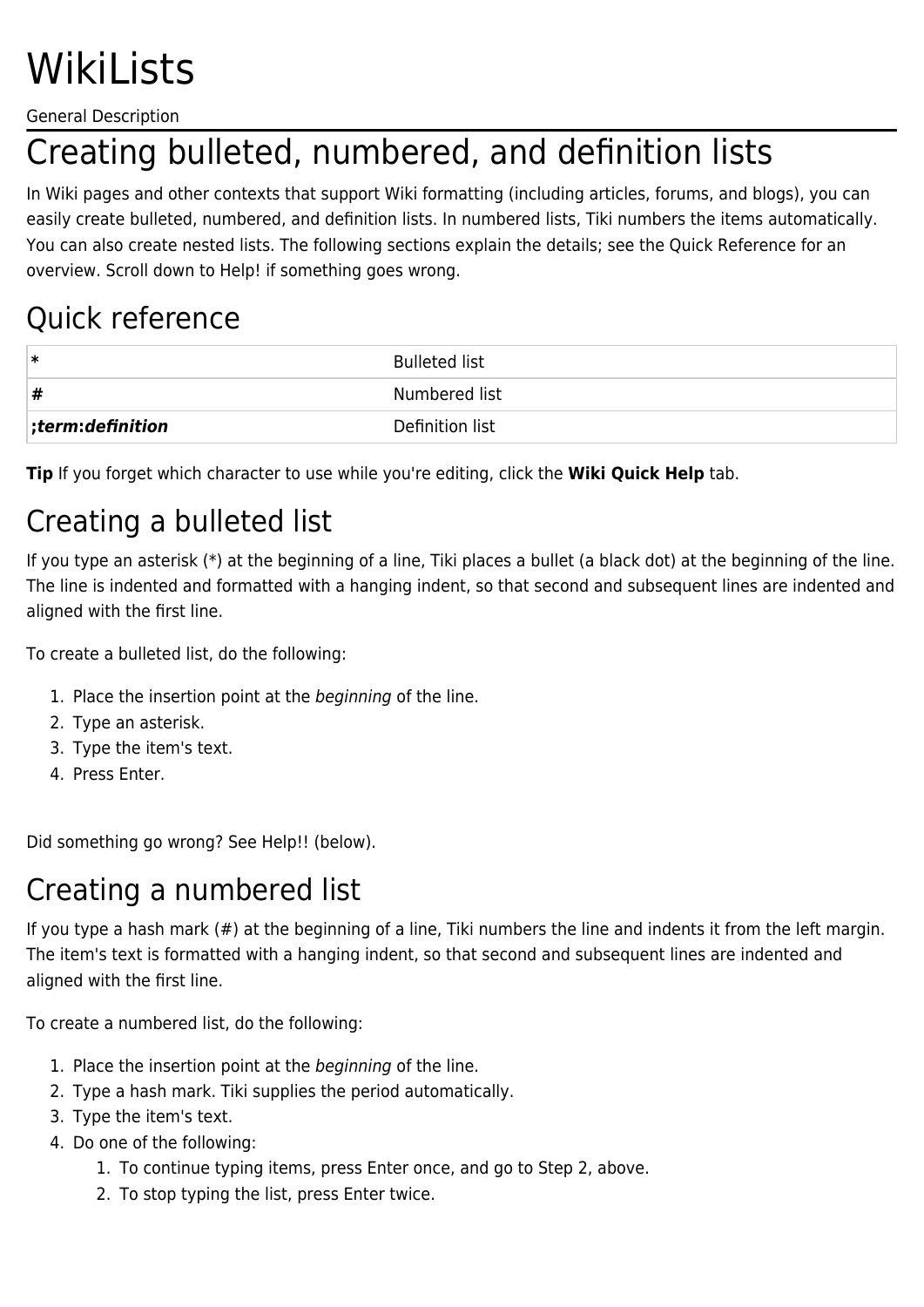# WikiLists

General Description

# Creating bulleted, numbered, and definition lists

In Wiki pages and other contexts that support Wiki formatting (including articles, forums, and blogs), you can easily create bulleted, numbered, and definition lists. In numbered lists, Tiki numbers the items automatically. You can also create nested lists. The following sections explain the details; see the Quick Reference for an overview. Scroll down to Help! if something goes wrong.

## Quick reference

| | |
|---|---|
| **\*** | Bulleted list |
| **#** | Numbered list |
| ***;term:definition*** | Definition list |

**Tip** If you forget which character to use while you're editing, click the **Wiki Quick Help** tab.

## Creating a bulleted list

If you type an asterisk (*) at the beginning of a line, Tiki places a bullet (a black dot) at the beginning of the line. The line is indented and formatted with a hanging indent, so that second and subsequent lines are indented and aligned with the first line.

To create a bulleted list, do the following:

1. Place the insertion point at the *beginning* of the line.
2. Type an asterisk.
3. Type the item's text.
4. Press Enter.

Did something go wrong? See Help!! (below).

## Creating a numbered list

If you type a hash mark (#) at the beginning of a line, Tiki numbers the line and indents it from the left margin. The item's text is formatted with a hanging indent, so that second and subsequent lines are indented and aligned with the first line.

To create a numbered list, do the following:

1. Place the insertion point at the *beginning* of the line.
2. Type a hash mark. Tiki supplies the period automatically.
3. Type the item's text.
4. Do one of the following:
    1. To continue typing items, press Enter once, and go to Step 2, above.
    2. To stop typing the list, press Enter twice.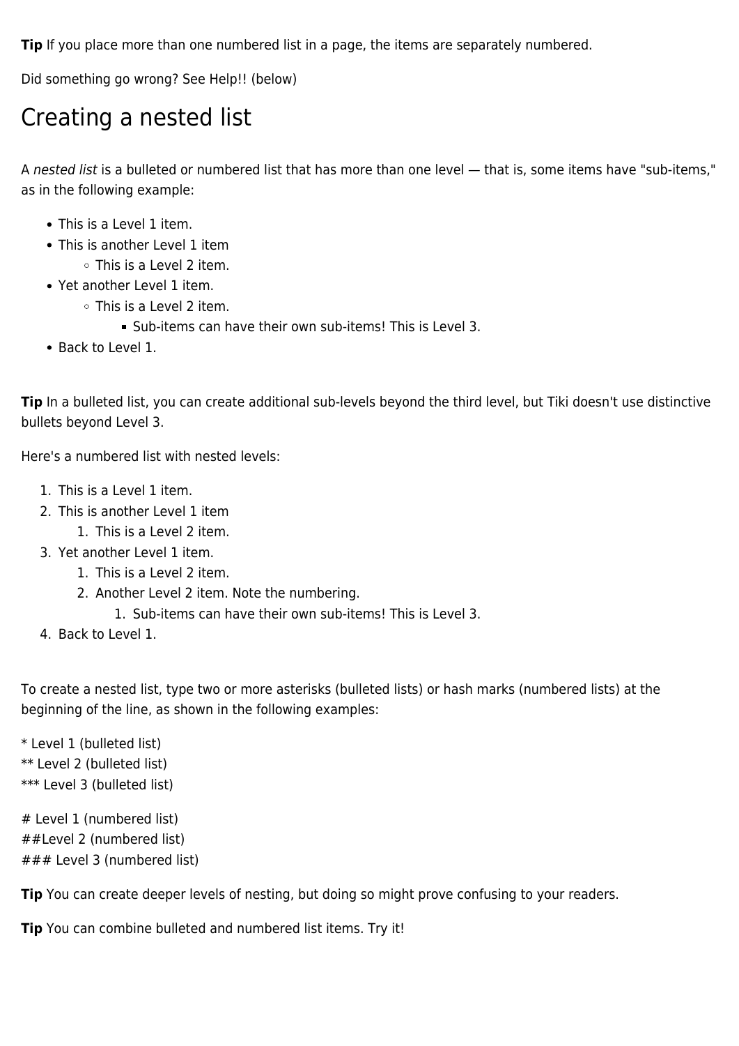**Tip** If you place more than one numbered list in a page, the items are separately numbered.

Did something go wrong? See Help!! (below)

## Creating a nested list

A *nested list* is a bulleted or numbered list that has more than one level — that is, some items have "sub-items," as in the following example:

- This is a Level 1 item.
- This is another Level 1 item
  - This is a Level 2 item.
- Yet another Level 1 item.
  - This is a Level 2 item.
    - Sub-items can have their own sub-items! This is Level 3.
- Back to Level 1.

**Tip** In a bulleted list, you can create additional sub-levels beyond the third level, but Tiki doesn't use distinctive bullets beyond Level 3.

Here's a numbered list with nested levels:

1. This is a Level 1 item.
2. This is another Level 1 item
   1. This is a Level 2 item.
3. Yet another Level 1 item.
   1. This is a Level 2 item.
   2. Another Level 2 item. Note the numbering.
      1. Sub-items can have their own sub-items! This is Level 3.
4. Back to Level 1.

To create a nested list, type two or more asterisks (bulleted lists) or hash marks (numbered lists) at the beginning of the line, as shown in the following examples:

```
* Level 1 (bulleted list)
** Level 2 (bulleted list)
*** Level 3 (bulleted list)
```

```
# Level 1 (numbered list)
##Level 2 (numbered list)
### Level 3 (numbered list)
```

**Tip** You can create deeper levels of nesting, but doing so might prove confusing to your readers.

**Tip** You can combine bulleted and numbered list items. Try it!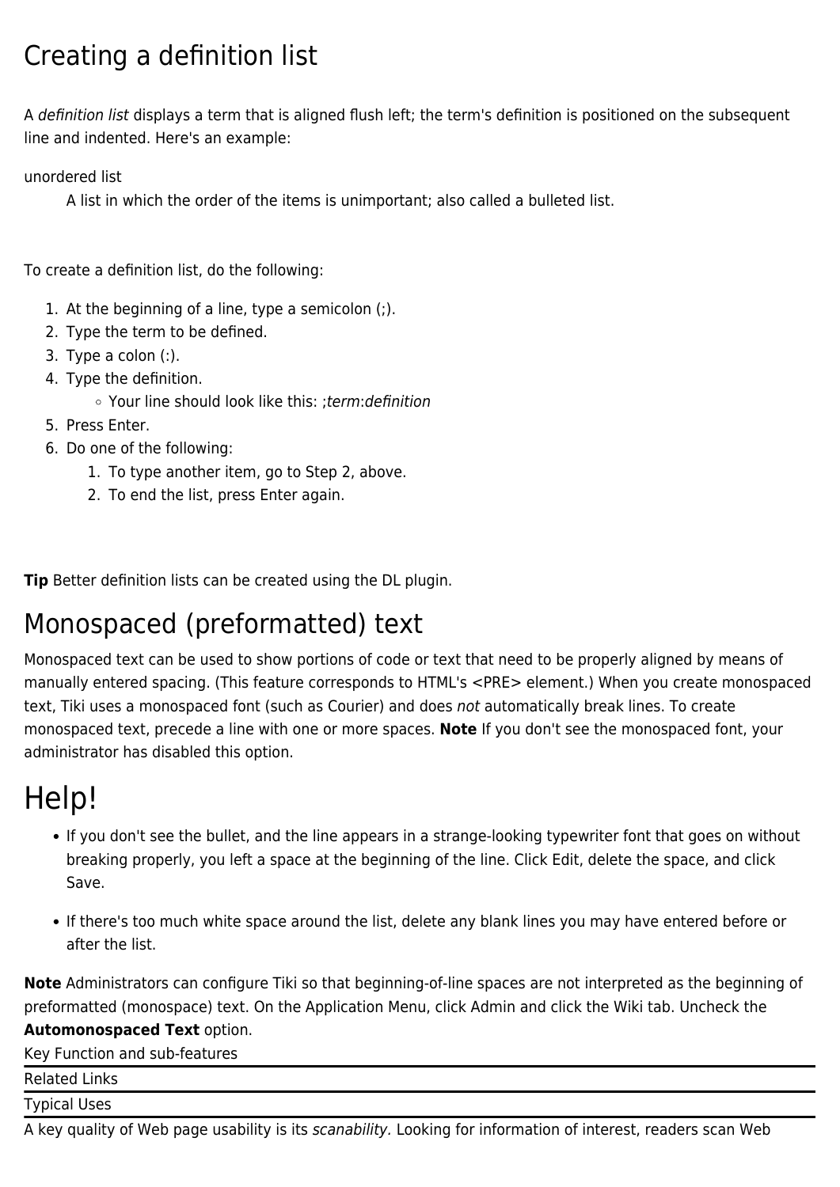## Creating a definition list

A *definition list* displays a term that is aligned flush left; the term's definition is positioned on the subsequent line and indented. Here's an example:

unordered list
: A list in which the order of the items is unimportant; also called a bulleted list.

To create a definition list, do the following:

1. At the beginning of a line, type a semicolon (;).
2. Type the term to be defined.
3. Type a colon (:).
4. Type the definition.
   - Your line should look like this: ;*term*:*definition*
5. Press Enter.
6. Do one of the following:
   1. To type another item, go to Step 2, above.
   2. To end the list, press Enter again.

**Tip** Better definition lists can be created using the DL plugin.

## Monospaced (preformatted) text

Monospaced text can be used to show portions of code or text that need to be properly aligned by means of manually entered spacing. (This feature corresponds to HTML's <PRE> element.) When you create monospaced text, Tiki uses a monospaced font (such as Courier) and does *not* automatically break lines. To create monospaced text, precede a line with one or more spaces. **Note** If you don't see the monospaced font, your administrator has disabled this option.

# Help!

- If you don't see the bullet, and the line appears in a strange-looking typewriter font that goes on without breaking properly, you left a space at the beginning of the line. Click Edit, delete the space, and click Save.

- If there's too much white space around the list, delete any blank lines you may have entered before or after the list.

**Note** Administrators can configure Tiki so that beginning-of-line spaces are not interpreted as the beginning of preformatted (monospace) text. On the Application Menu, click Admin and click the Wiki tab. Uncheck the **Automonospaced Text** option.

Key Function and sub-features

---

Related Links

---

Typical Uses

---

A key quality of Web page usability is its *scanability.* Looking for information of interest, readers scan Web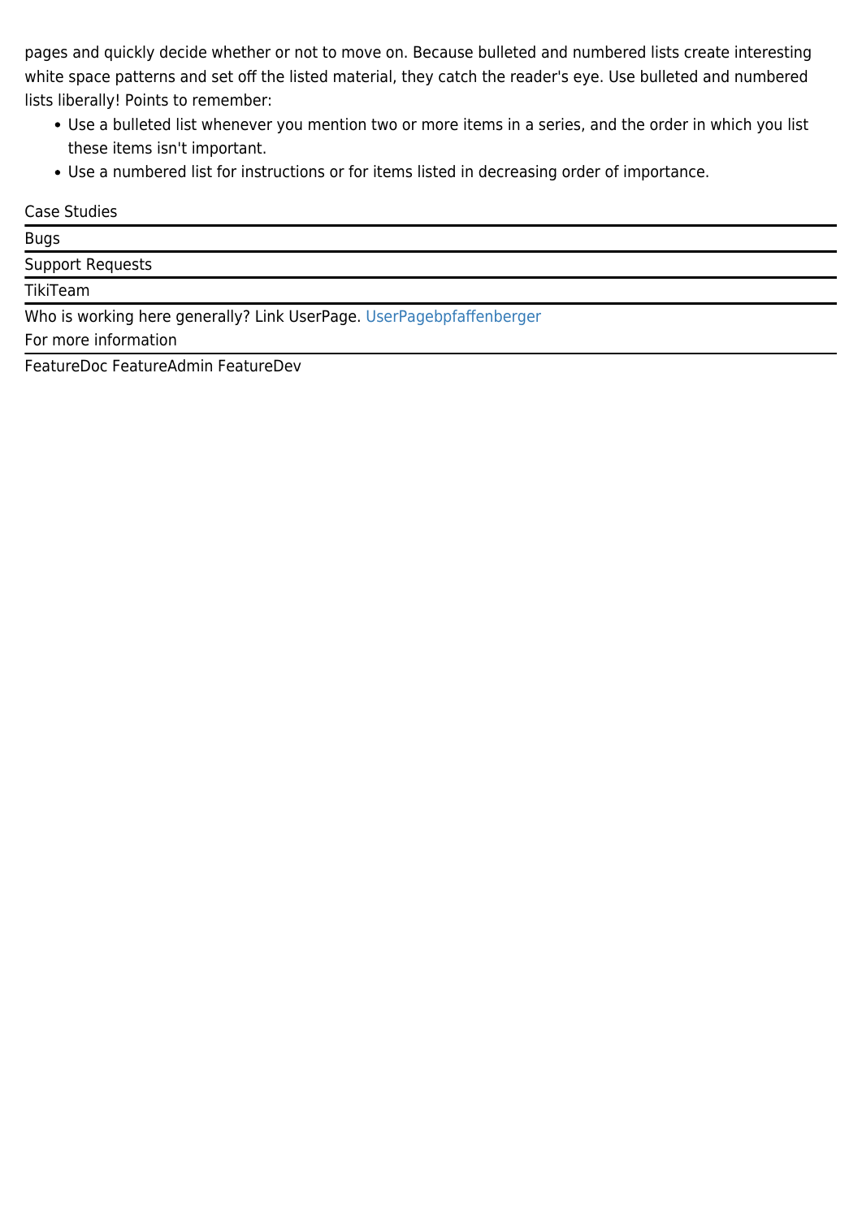pages and quickly decide whether or not to move on. Because bulleted and numbered lists create interesting white space patterns and set off the listed material, they catch the reader's eye. Use bulleted and numbered lists liberally! Points to remember:

- Use a bulleted list whenever you mention two or more items in a series, and the order in which you list these items isn't important.
- Use a numbered list for instructions or for items listed in decreasing order of importance.

Case Studies

---

Bugs

---

Support Requests

---

TikiTeam

---

Who is working here generally? Link UserPage. UserPagebpfaffenberger

For more information

---

FeatureDoc FeatureAdmin FeatureDev